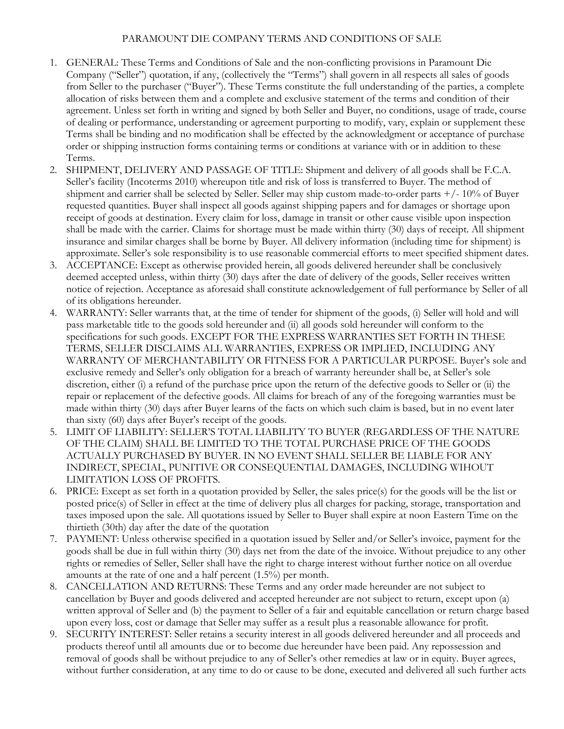# PARAMOUNT DIE COMPANY TERMS AND CONDITIONS OF SALE

1. GENERAL: These Terms and Conditions of Sale and the non-conflicting provisions in Paramount Die Company ("Seller") quotation, if any, (collectively the "Terms") shall govern in all respects all sales of goods from Seller to the purchaser ("Buyer"). These Terms constitute the full understanding of the parties, a complete allocation of risks between them and a complete and exclusive statement of the terms and condition of their agreement. Unless set forth in writing and signed by both Seller and Buyer, no conditions, usage of trade, course of dealing or performance, understanding or agreement purporting to modify, vary, explain or supplement these Terms shall be binding and no modification shall be effected by the acknowledgment or acceptance of purchase order or shipping instruction forms containing terms or conditions at variance with or in addition to these Terms.
2. SHIPMENT, DELIVERY AND PASSAGE OF TITLE: Shipment and delivery of all goods shall be F.C.A. Seller's facility (Incoterms 2010) whereupon title and risk of loss is transferred to Buyer. The method of shipment and carrier shall be selected by Seller. Seller may ship custom made-to-order parts +/- 10% of Buyer requested quantities. Buyer shall inspect all goods against shipping papers and for damages or shortage upon receipt of goods at destination. Every claim for loss, damage in transit or other cause visible upon inspection shall be made with the carrier. Claims for shortage must be made within thirty (30) days of receipt. All shipment insurance and similar charges shall be borne by Buyer. All delivery information (including time for shipment) is approximate. Seller's sole responsibility is to use reasonable commercial efforts to meet specified shipment dates.
3. ACCEPTANCE: Except as otherwise provided herein, all goods delivered hereunder shall be conclusively deemed accepted unless, within thirty (30) days after the date of delivery of the goods, Seller receives written notice of rejection. Acceptance as aforesaid shall constitute acknowledgement of full performance by Seller of all of its obligations hereunder.
4. WARRANTY: Seller warrants that, at the time of tender for shipment of the goods, (i) Seller will hold and will pass marketable title to the goods sold hereunder and (ii) all goods sold hereunder will conform to the specifications for such goods. EXCEPT FOR THE EXPRESS WARRANTIES SET FORTH IN THESE TERMS, SELLER DISCLAIMS ALL WARRANTIES, EXPRESS OR IMPLIED, INCLUDING ANY WARRANTY OF MERCHANTABILITY OR FITNESS FOR A PARTICULAR PURPOSE. Buyer's sole and exclusive remedy and Seller's only obligation for a breach of warranty hereunder shall be, at Seller's sole discretion, either (i) a refund of the purchase price upon the return of the defective goods to Seller or (ii) the repair or replacement of the defective goods. All claims for breach of any of the foregoing warranties must be made within thirty (30) days after Buyer learns of the facts on which such claim is based, but in no event later than sixty (60) days after Buyer's receipt of the goods.
5. LIMIT OF LIABILITY: SELLER'S TOTAL LIABILITY TO BUYER (REGARDLESS OF THE NATURE OF THE CLAIM) SHALL BE LIMITED TO THE TOTAL PURCHASE PRICE OF THE GOODS ACTUALLY PURCHASED BY BUYER. IN NO EVENT SHALL SELLER BE LIABLE FOR ANY INDIRECT, SPECIAL, PUNITIVE OR CONSEQUENTIAL DAMAGES, INCLUDING WIHOUT LIMITATION LOSS OF PROFITS.
6. PRICE: Except as set forth in a quotation provided by Seller, the sales price(s) for the goods will be the list or posted price(s) of Seller in effect at the time of delivery plus all charges for packing, storage, transportation and taxes imposed upon the sale. All quotations issued by Seller to Buyer shall expire at noon Eastern Time on the thirtieth (30th) day after the date of the quotation
7. PAYMENT: Unless otherwise specified in a quotation issued by Seller and/or Seller's invoice, payment for the goods shall be due in full within thirty (30) days net from the date of the invoice. Without prejudice to any other rights or remedies of Seller, Seller shall have the right to charge interest without further notice on all overdue amounts at the rate of one and a half percent (1.5%) per month.
8. CANCELLATION AND RETURNS: These Terms and any order made hereunder are not subject to cancellation by Buyer and goods delivered and accepted hereunder are not subject to return, except upon (a) written approval of Seller and (b) the payment to Seller of a fair and equitable cancellation or return charge based upon every loss, cost or damage that Seller may suffer as a result plus a reasonable allowance for profit.
9. SECURITY INTEREST: Seller retains a security interest in all goods delivered hereunder and all proceeds and products thereof until all amounts due or to become due hereunder have been paid. Any repossession and removal of goods shall be without prejudice to any of Seller's other remedies at law or in equity. Buyer agrees, without further consideration, at any time to do or cause to be done, executed and delivered all such further acts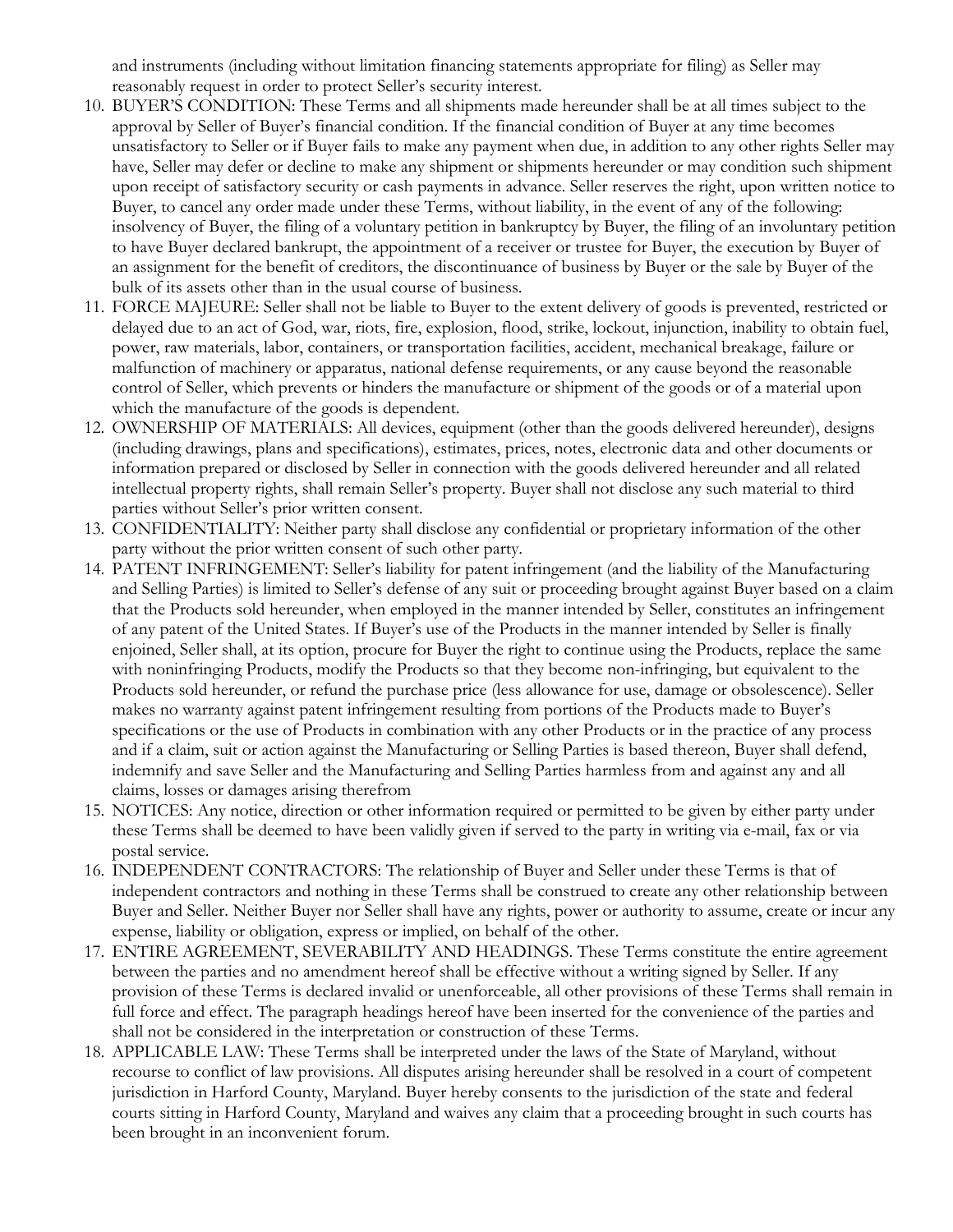and instruments (including without limitation financing statements appropriate for filing) as Seller may reasonably request in order to protect Seller's security interest.

10. BUYER'S CONDITION: These Terms and all shipments made hereunder shall be at all times subject to the approval by Seller of Buyer's financial condition. If the financial condition of Buyer at any time becomes unsatisfactory to Seller or if Buyer fails to make any payment when due, in addition to any other rights Seller may have, Seller may defer or decline to make any shipment or shipments hereunder or may condition such shipment upon receipt of satisfactory security or cash payments in advance. Seller reserves the right, upon written notice to Buyer, to cancel any order made under these Terms, without liability, in the event of any of the following: insolvency of Buyer, the filing of a voluntary petition in bankruptcy by Buyer, the filing of an involuntary petition to have Buyer declared bankrupt, the appointment of a receiver or trustee for Buyer, the execution by Buyer of an assignment for the benefit of creditors, the discontinuance of business by Buyer or the sale by Buyer of the bulk of its assets other than in the usual course of business.
11. FORCE MAJEURE: Seller shall not be liable to Buyer to the extent delivery of goods is prevented, restricted or delayed due to an act of God, war, riots, fire, explosion, flood, strike, lockout, injunction, inability to obtain fuel, power, raw materials, labor, containers, or transportation facilities, accident, mechanical breakage, failure or malfunction of machinery or apparatus, national defense requirements, or any cause beyond the reasonable control of Seller, which prevents or hinders the manufacture or shipment of the goods or of a material upon which the manufacture of the goods is dependent.
12. OWNERSHIP OF MATERIALS: All devices, equipment (other than the goods delivered hereunder), designs (including drawings, plans and specifications), estimates, prices, notes, electronic data and other documents or information prepared or disclosed by Seller in connection with the goods delivered hereunder and all related intellectual property rights, shall remain Seller's property. Buyer shall not disclose any such material to third parties without Seller's prior written consent.
13. CONFIDENTIALITY: Neither party shall disclose any confidential or proprietary information of the other party without the prior written consent of such other party.
14. PATENT INFRINGEMENT: Seller's liability for patent infringement (and the liability of the Manufacturing and Selling Parties) is limited to Seller's defense of any suit or proceeding brought against Buyer based on a claim that the Products sold hereunder, when employed in the manner intended by Seller, constitutes an infringement of any patent of the United States. If Buyer's use of the Products in the manner intended by Seller is finally enjoined, Seller shall, at its option, procure for Buyer the right to continue using the Products, replace the same with noninfringing Products, modify the Products so that they become non-infringing, but equivalent to the Products sold hereunder, or refund the purchase price (less allowance for use, damage or obsolescence). Seller makes no warranty against patent infringement resulting from portions of the Products made to Buyer's specifications or the use of Products in combination with any other Products or in the practice of any process and if a claim, suit or action against the Manufacturing or Selling Parties is based thereon, Buyer shall defend, indemnify and save Seller and the Manufacturing and Selling Parties harmless from and against any and all claims, losses or damages arising therefrom
15. NOTICES: Any notice, direction or other information required or permitted to be given by either party under these Terms shall be deemed to have been validly given if served to the party in writing via e-mail, fax or via postal service.
16. INDEPENDENT CONTRACTORS: The relationship of Buyer and Seller under these Terms is that of independent contractors and nothing in these Terms shall be construed to create any other relationship between Buyer and Seller. Neither Buyer nor Seller shall have any rights, power or authority to assume, create or incur any expense, liability or obligation, express or implied, on behalf of the other.
17. ENTIRE AGREEMENT, SEVERABILITY AND HEADINGS. These Terms constitute the entire agreement between the parties and no amendment hereof shall be effective without a writing signed by Seller. If any provision of these Terms is declared invalid or unenforceable, all other provisions of these Terms shall remain in full force and effect. The paragraph headings hereof have been inserted for the convenience of the parties and shall not be considered in the interpretation or construction of these Terms.
18. APPLICABLE LAW: These Terms shall be interpreted under the laws of the State of Maryland, without recourse to conflict of law provisions. All disputes arising hereunder shall be resolved in a court of competent jurisdiction in Harford County, Maryland. Buyer hereby consents to the jurisdiction of the state and federal courts sitting in Harford County, Maryland and waives any claim that a proceeding brought in such courts has been brought in an inconvenient forum.